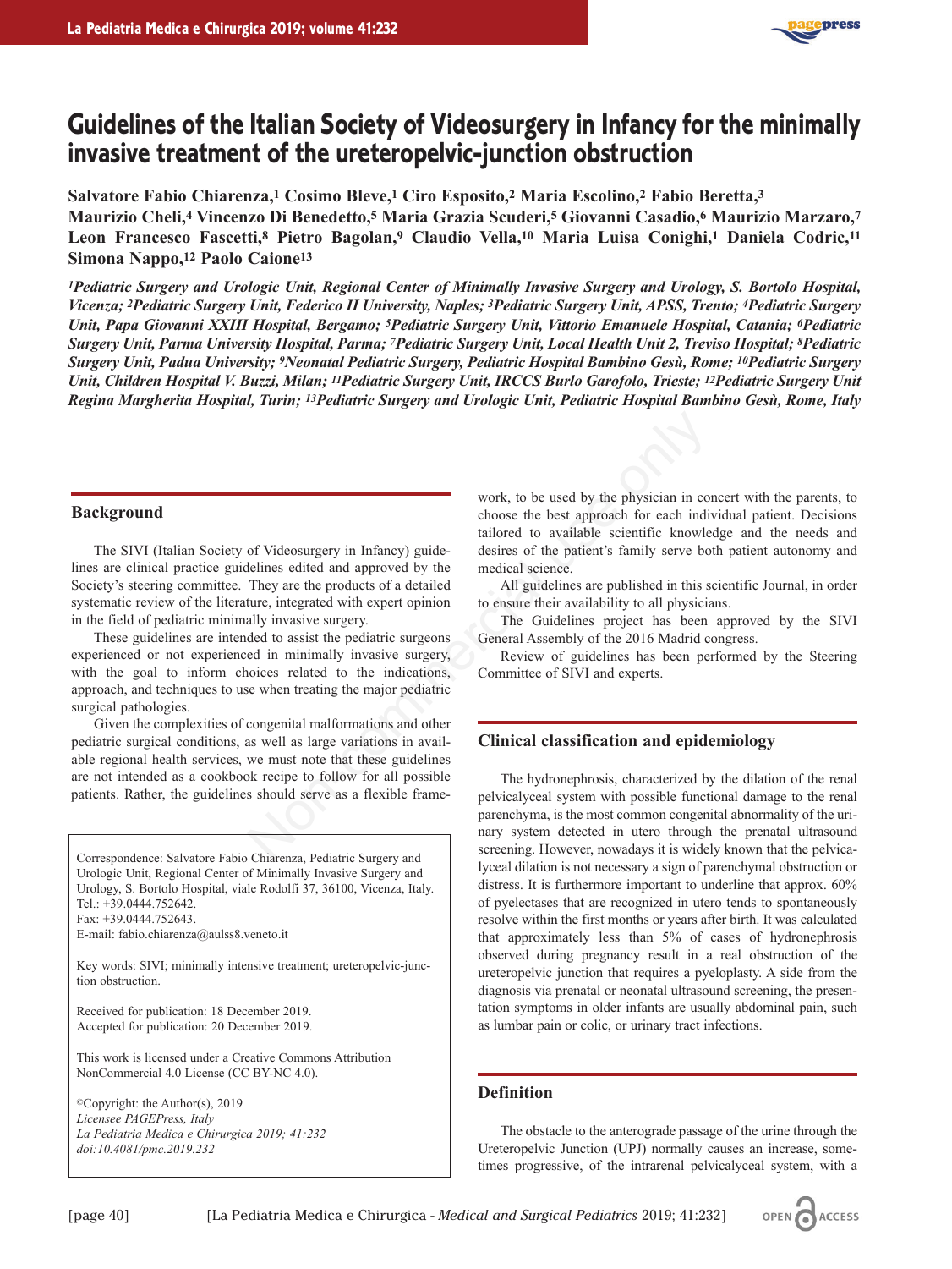# Guidelines of the Italian Society of Videosurgery in Infancy for the minimally invasive treatment of the ureteropelvic-junction obstruction

**Salvatore Fabio Chiarenza,[1] Cosimo Bleve,[1] Ciro Esposito,[2] Maria Escolino,[2] Fabio Beretta,[3] Maurizio Cheli,[4] Vincenzo Di Benedetto,[5] Maria Grazia Scuderi,[5] Giovanni Casadio,[6] Maurizio Marzaro,[7] Leon Francesco Fascetti,[8] Pietro Bagolan,[9] Claudio Vella,[10] Maria Luisa Conighi,[1] Daniela Codric,[11] Simona Nappo,[12] Paolo Caione[13]**

*[1]Pediatric Surgery and Urologic Unit, Regional Center of Minimally Invasive Surgery and Urology, S. Bortolo Hospital, Vicenza; [2]Pediatric Surgery Unit, Federico II University, Naples; [3]Pediatric Surgery Unit, APSS, Trento; [4]Pediatric Surgery Unit, Papa Giovanni XXIII Hospital, Bergamo; [5]Pediatric Surgery Unit, Vittorio Emanuele Hospital, Catania; [6]Pediatric Surgery Unit, Parma University Hospital, Parma; [7]Pediatric Surgery Unit, Local Health Unit 2, Treviso Hospital; [8]Pediatric Surgery Unit, Padua University; [9]Neonatal Pediatric Surgery, Pediatric Hospital Bambino Gesù, Rome; [10]Pediatric Surgery Unit, Children Hospital V. Buzzi, Milan; [11]Pediatric Surgery Unit, IRCCS Burlo Garofolo, Trieste; [12]Pediatric Surgery Unit Regina Margherita Hospital, Turin; [13]Pediatric Surgery and Urologic Unit, Pediatric Hospital Bambino Gesù, Rome, Italy*

## Background

The SIVI (Italian Society of Videosurgery in Infancy) guidelines are clinical practice guidelines edited and approved by the Society's steering committee. They are the products of a detailed systematic review of the literature, integrated with expert opinion in the field of pediatric minimally invasive surgery.

These guidelines are intended to assist the pediatric surgeons experienced or not experienced in minimally invasive surgery, with the goal to inform choices related to the indications, approach, and techniques to use when treating the major pediatric surgical pathologies.

Given the complexities of congenital malformations and other pediatric surgical conditions, as well as large variations in available regional health services, we must note that these guidelines are not intended as a cookbook recipe to follow for all possible patients. Rather, the guidelines should serve as a flexible framework, to be used by the physician in concert with the parents, to choose the best approach for each individual patient. Decisions tailored to available scientific knowledge and the needs and desires of the patient's family serve both patient autonomy and medical science.

All guidelines are published in this scientific Journal, in order to ensure their availability to all physicians.

The Guidelines project has been approved by the SIVI General Assembly of the 2016 Madrid congress.

Review of guidelines has been performed by the Steering Committee of SIVI and experts.

Correspondence: Salvatore Fabio Chiarenza, Pediatric Surgery and Urologic Unit, Regional Center of Minimally Invasive Surgery and Urology, S. Bortolo Hospital, viale Rodolfi 37, 36100, Vicenza, Italy.
Tel.: +39.0444.752642.
Fax: +39.0444.752643.
E-mail: fabio.chiarenza@aulss8.veneto.it

Key words: SIVI; minimally intensive treatment; ureteropelvic-junction obstruction.

Received for publication: 18 December 2019.
Accepted for publication: 20 December 2019.

This work is licensed under a Creative Commons Attribution NonCommercial 4.0 License (CC BY-NC 4.0).

©Copyright: the Author(s), 2019
*Licensee PAGEPress, Italy*
*La Pediatria Medica e Chirurgica 2019; 41:232*
*doi:10.4081/pmc.2019.232*

## Clinical classification and epidemiology

The hydronephrosis, characterized by the dilation of the renal pelvicalyceal system with possible functional damage to the renal parenchyma, is the most common congenital abnormality of the urinary system detected in utero through the prenatal ultrasound screening. However, nowadays it is widely known that the pelvicalyceal dilation is not necessary a sign of parenchymal obstruction or distress. It is furthermore important to underline that approx. 60% of pyelectases that are recognized in utero tends to spontaneously resolve within the first months or years after birth. It was calculated that approximately less than 5% of cases of hydronephrosis observed during pregnancy result in a real obstruction of the ureteropelvic junction that requires a pyeloplasty. A side from the diagnosis via prenatal or neonatal ultrasound screening, the presentation symptoms in older infants are usually abdominal pain, such as lumbar pain or colic, or urinary tract infections.

## Definition

The obstacle to the anterograde passage of the urine through the Ureteropelvic Junction (UPJ) normally causes an increase, sometimes progressive, of the intrarenal pelvicalyceal system, with a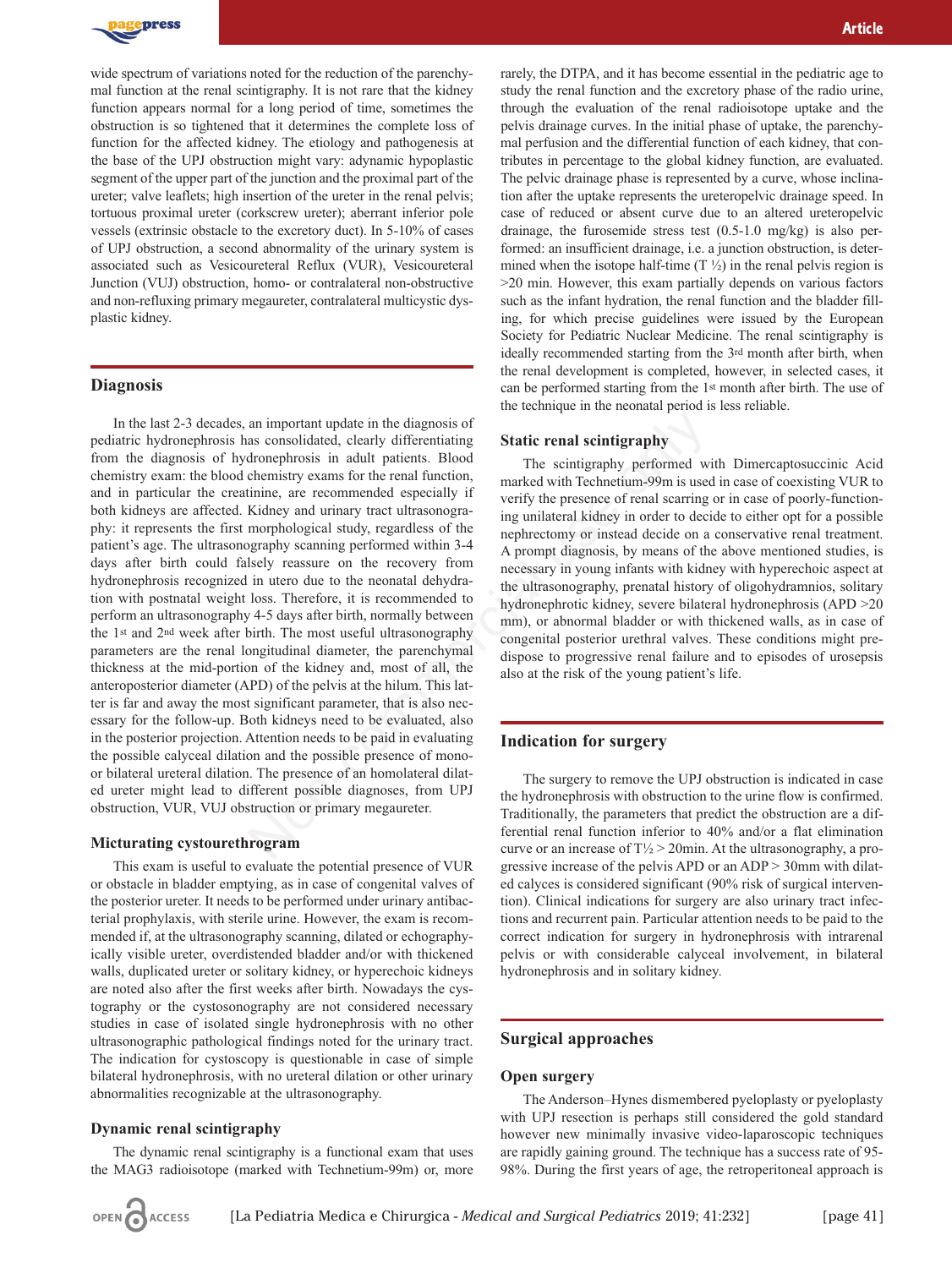wide spectrum of variations noted for the reduction of the parenchymal function at the renal scintigraphy. It is not rare that the kidney function appears normal for a long period of time, sometimes the obstruction is so tightened that it determines the complete loss of function for the affected kidney. The etiology and pathogenesis at the base of the UPJ obstruction might vary: adynamic hypoplastic segment of the upper part of the junction and the proximal part of the ureter; valve leaflets; high insertion of the ureter in the renal pelvis; tortuous proximal ureter (corkscrew ureter); aberrant inferior pole vessels (extrinsic obstacle to the excretory duct). In 5-10% of cases of UPJ obstruction, a second abnormality of the urinary system is associated such as Vesicoureteral Reflux (VUR), Vesicoureteral Junction (VUJ) obstruction, homo- or contralateral non-obstructive and non-refluxing primary megaureter, contralateral multicystic dysplastic kidney.

## Diagnosis

In the last 2-3 decades, an important update in the diagnosis of pediatric hydronephrosis has consolidated, clearly differentiating from the diagnosis of hydronephrosis in adult patients. Blood chemistry exam: the blood chemistry exams for the renal function, and in particular the creatinine, are recommended especially if both kidneys are affected. Kidney and urinary tract ultrasonography: it represents the first morphological study, regardless of the patient's age. The ultrasonography scanning performed within 3-4 days after birth could falsely reassure on the recovery from hydronephrosis recognized in utero due to the neonatal dehydration with postnatal weight loss. Therefore, it is recommended to perform an ultrasonography 4-5 days after birth, normally between the 1st and 2nd week after birth. The most useful ultrasonography parameters are the renal longitudinal diameter, the parenchymal thickness at the mid-portion of the kidney and, most of all, the anteroposterior diameter (APD) of the pelvis at the hilum. This latter is far and away the most significant parameter, that is also necessary for the follow-up. Both kidneys need to be evaluated, also in the posterior projection. Attention needs to be paid in evaluating the possible calyceal dilation and the possible presence of mono- or bilateral ureteral dilation. The presence of an homolateral dilated ureter might lead to different possible diagnoses, from UPJ obstruction, VUR, VUJ obstruction or primary megaureter.

### Micturating cystourethrogram

This exam is useful to evaluate the potential presence of VUR or obstacle in bladder emptying, as in case of congenital valves of the posterior ureter. It needs to be performed under urinary antibacterial prophylaxis, with sterile urine. However, the exam is recommended if, at the ultrasonography scanning, dilated or echographically visible ureter, overdistended bladder and/or with thickened walls, duplicated ureter or solitary kidney, or hyperechoic kidneys are noted also after the first weeks after birth. Nowadays the cystography or the cystosonography are not considered necessary studies in case of isolated single hydronephrosis with no other ultrasonographic pathological findings noted for the urinary tract. The indication for cystoscopy is questionable in case of simple bilateral hydronephrosis, with no ureteral dilation or other urinary abnormalities recognizable at the ultrasonography.

### Dynamic renal scintigraphy

The dynamic renal scintigraphy is a functional exam that uses the MAG3 radioisotope (marked with Technetium-99m) or, more rarely, the DTPA, and it has become essential in the pediatric age to study the renal function and the excretory phase of the radio urine, through the evaluation of the renal radioisotope uptake and the pelvis drainage curves. In the initial phase of uptake, the parenchymal perfusion and the differential function of each kidney, that contributes in percentage to the global kidney function, are evaluated. The pelvic drainage phase is represented by a curve, whose inclination after the uptake represents the ureteropelvic drainage speed. In case of reduced or absent curve due to an altered ureteropelvic drainage, the furosemide stress test (0.5-1.0 mg/kg) is also performed: an insufficient drainage, i.e. a junction obstruction, is determined when the isotope half-time (T ½) in the renal pelvis region is >20 min. However, this exam partially depends on various factors such as the infant hydration, the renal function and the bladder filling, for which precise guidelines were issued by the European Society for Pediatric Nuclear Medicine. The renal scintigraphy is ideally recommended starting from the 3rd month after birth, when the renal development is completed, however, in selected cases, it can be performed starting from the 1st month after birth. The use of the technique in the neonatal period is less reliable.

### Static renal scintigraphy

The scintigraphy performed with Dimercaptosuccinic Acid marked with Technetium-99m is used in case of coexisting VUR to verify the presence of renal scarring or in case of poorly-functioning unilateral kidney in order to decide to either opt for a possible nephrectomy or instead decide on a conservative renal treatment. A prompt diagnosis, by means of the above mentioned studies, is necessary in young infants with kidney with hyperechoic aspect at the ultrasonography, prenatal history of oligohydramnios, solitary hydronephrotic kidney, severe bilateral hydronephrosis (APD >20 mm), or abnormal bladder or with thickened walls, as in case of congenital posterior urethral valves. These conditions might predispose to progressive renal failure and to episodes of urosepsis also at the risk of the young patient's life.

## Indication for surgery

The surgery to remove the UPJ obstruction is indicated in case the hydronephrosis with obstruction to the urine flow is confirmed. Traditionally, the parameters that predict the obstruction are a differential renal function inferior to 40% and/or a flat elimination curve or an increase of T½ > 20min. At the ultrasonography, a progressive increase of the pelvis APD or an ADP > 30mm with dilated calyces is considered significant (90% risk of surgical intervention). Clinical indications for surgery are also urinary tract infections and recurrent pain. Particular attention needs to be paid to the correct indication for surgery in hydronephrosis with intrarenal pelvis or with considerable calyceal involvement, in bilateral hydronephrosis and in solitary kidney.

## Surgical approaches

### Open surgery

The Anderson–Hynes dismembered pyeloplasty or pyeloplasty with UPJ resection is perhaps still considered the gold standard however new minimally invasive video-laparoscopic techniques are rapidly gaining ground. The technique has a success rate of 95-98%. During the first years of age, the retroperitoneal approach is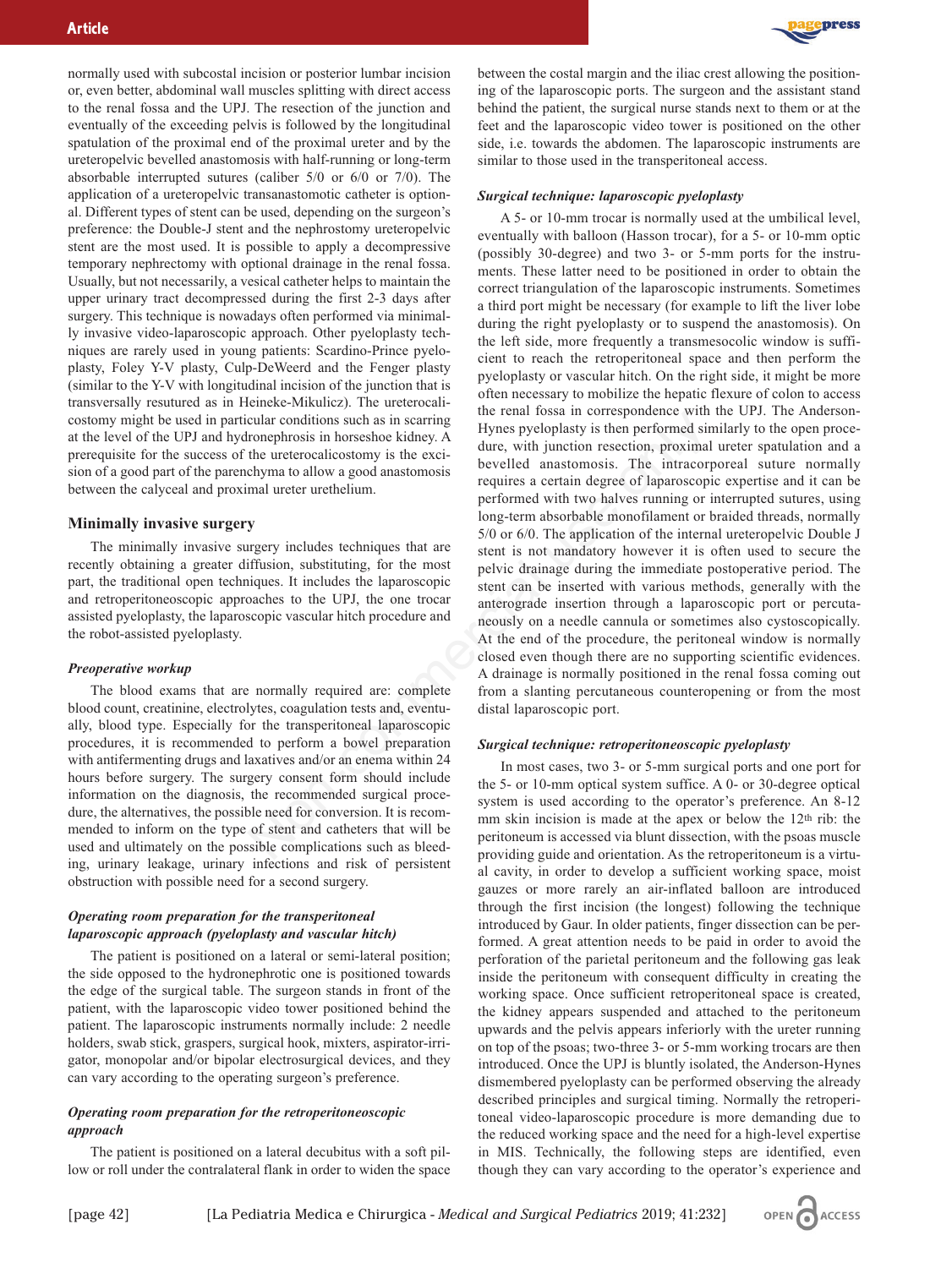normally used with subcostal incision or posterior lumbar incision or, even better, abdominal wall muscles splitting with direct access to the renal fossa and the UPJ. The resection of the junction and eventually of the exceeding pelvis is followed by the longitudinal spatulation of the proximal end of the proximal ureter and by the ureteropelvic bevelled anastomosis with half-running or long-term absorbable interrupted sutures (caliber 5/0 or 6/0 or 7/0). The application of a ureteropelvic transanastomotic catheter is optional. Different types of stent can be used, depending on the surgeon's preference: the Double-J stent and the nephrostomy ureteropelvic stent are the most used. It is possible to apply a decompressive temporary nephrectomy with optional drainage in the renal fossa. Usually, but not necessarily, a vesical catheter helps to maintain the upper urinary tract decompressed during the first 2-3 days after surgery. This technique is nowadays often performed via minimally invasive video-laparoscopic approach. Other pyeloplasty techniques are rarely used in young patients: Scardino-Prince pyeloplasty, Foley Y-V plasty, Culp-DeWeerd and the Fenger plasty (similar to the Y-V with longitudinal incision of the junction that is transversally resutured as in Heineke-Mikulicz). The ureterocalicostomy might be used in particular conditions such as in scarring at the level of the UPJ and hydronephrosis in horseshoe kidney. A prerequisite for the success of the ureterocalicostomy is the excision of a good part of the parenchyma to allow a good anastomosis between the calyceal and proximal ureter urethelium.

## Minimally invasive surgery

The minimally invasive surgery includes techniques that are recently obtaining a greater diffusion, substituting, for the most part, the traditional open techniques. It includes the laparoscopic and retroperitoneoscopic approaches to the UPJ, the one trocar assisted pyeloplasty, the laparoscopic vascular hitch procedure and the robot-assisted pyeloplasty.

### *Preoperative workup*

The blood exams that are normally required are: complete blood count, creatinine, electrolytes, coagulation tests and, eventually, blood type. Especially for the transperitoneal laparoscopic procedures, it is recommended to perform a bowel preparation with antifermenting drugs and laxatives and/or an enema within 24 hours before surgery. The surgery consent form should include information on the diagnosis, the recommended surgical procedure, the alternatives, the possible need for conversion. It is recommended to inform on the type of stent and catheters that will be used and ultimately on the possible complications such as bleeding, urinary leakage, urinary infections and risk of persistent obstruction with possible need for a second surgery.

### *Operating room preparation for the transperitoneal laparoscopic approach (pyeloplasty and vascular hitch)*

The patient is positioned on a lateral or semi-lateral position; the side opposed to the hydronephrotic one is positioned towards the edge of the surgical table. The surgeon stands in front of the patient, with the laparoscopic video tower positioned behind the patient. The laparoscopic instruments normally include: 2 needle holders, swab stick, graspers, surgical hook, mixters, aspirator-irrigator, monopolar and/or bipolar electrosurgical devices, and they can vary according to the operating surgeon's preference.

### *Operating room preparation for the retroperitoneoscopic approach*

The patient is positioned on a lateral decubitus with a soft pillow or roll under the contralateral flank in order to widen the space between the costal margin and the iliac crest allowing the positioning of the laparoscopic ports. The surgeon and the assistant stand behind the patient, the surgical nurse stands next to them or at the feet and the laparoscopic video tower is positioned on the other side, i.e. towards the abdomen. The laparoscopic instruments are similar to those used in the transperitoneal access.

### *Surgical technique: laparoscopic pyeloplasty*

A 5- or 10-mm trocar is normally used at the umbilical level, eventually with balloon (Hasson trocar), for a 5- or 10-mm optic (possibly 30-degree) and two 3- or 5-mm ports for the instruments. These latter need to be positioned in order to obtain the correct triangulation of the laparoscopic instruments. Sometimes a third port might be necessary (for example to lift the liver lobe during the right pyeloplasty or to suspend the anastomosis). On the left side, more frequently a transmesocolic window is sufficient to reach the retroperitoneal space and then perform the pyeloplasty or vascular hitch. On the right side, it might be more often necessary to mobilize the hepatic flexure of colon to access the renal fossa in correspondence with the UPJ. The Anderson-Hynes pyeloplasty is then performed similarly to the open procedure, with junction resection, proximal ureter spatulation and a bevelled anastomosis. The intracorporeal suture normally requires a certain degree of laparoscopic expertise and it can be performed with two halves running or interrupted sutures, using long-term absorbable monofilament or braided threads, normally 5/0 or 6/0. The application of the internal ureteropelvic Double J stent is not mandatory however it is often used to secure the pelvic drainage during the immediate postoperative period. The stent can be inserted with various methods, generally with the anterograde insertion through a laparoscopic port or percutaneously on a needle cannula or sometimes also cystoscopically. At the end of the procedure, the peritoneal window is normally closed even though there are no supporting scientific evidences. A drainage is normally positioned in the renal fossa coming out from a slanting percutaneous counteropening or from the most distal laparoscopic port.

### *Surgical technique: retroperitoneoscopic pyeloplasty*

In most cases, two 3- or 5-mm surgical ports and one port for the 5- or 10-mm optical system suffice. A 0- or 30-degree optical system is used according to the operator's preference. An 8-12 mm skin incision is made at the apex or below the 12th rib: the peritoneum is accessed via blunt dissection, with the psoas muscle providing guide and orientation. As the retroperitoneum is a virtual cavity, in order to develop a sufficient working space, moist gauzes or more rarely an air-inflated balloon are introduced through the first incision (the longest) following the technique introduced by Gaur. In older patients, finger dissection can be performed. A great attention needs to be paid in order to avoid the perforation of the parietal peritoneum and the following gas leak inside the peritoneum with consequent difficulty in creating the working space. Once sufficient retroperitoneal space is created, the kidney appears suspended and attached to the peritoneum upwards and the pelvis appears inferiorly with the ureter running on top of the psoas; two-three 3- or 5-mm working trocars are then introduced. Once the UPJ is bluntly isolated, the Anderson-Hynes dismembered pyeloplasty can be performed observing the already described principles and surgical timing. Normally the retroperitoneal video-laparoscopic procedure is more demanding due to the reduced working space and the need for a high-level expertise in MIS. Technically, the following steps are identified, even though they can vary according to the operator's experience and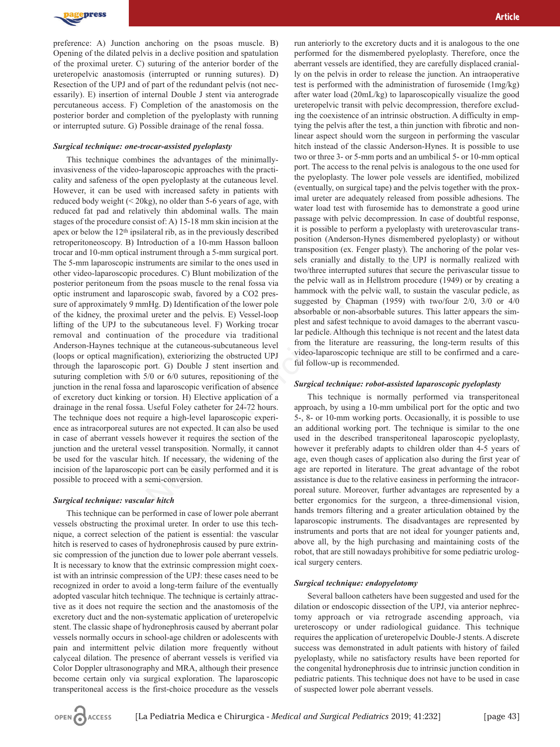preference: A) Junction anchoring on the psoas muscle. B) Opening of the dilated pelvis in a declive position and spatulation of the proximal ureter. C) suturing of the anterior border of the ureteropelvic anastomosis (interrupted or running sutures). D) Resection of the UPJ and of part of the redundant pelvis (not necessarily). E) insertion of internal Double J stent via anterograde percutaneous access. F) Completion of the anastomosis on the posterior border and completion of the pyeloplasty with running or interrupted suture. G) Possible drainage of the renal fossa.

### *Surgical technique: one-trocar-assisted pyeloplasty*

This technique combines the advantages of the minimally-invasiveness of the video-laparoscopic approaches with the practicality and safeness of the open pyeloplasty at the cutaneous level. However, it can be used with increased safety in patients with reduced body weight (< 20kg), no older than 5-6 years of age, with reduced fat pad and relatively thin abdominal walls. The main stages of the procedure consist of: A) 15-18 mm skin incision at the apex or below the 12th ipsilateral rib, as in the previously described retroperitoneoscopy. B) Introduction of a 10-mm Hasson balloon trocar and 10-mm optical instrument through a 5-mm surgical port. The 5-mm laparoscopic instruments are similar to the ones used in other video-laparoscopic procedures. C) Blunt mobilization of the posterior peritoneum from the psoas muscle to the renal fossa via optic instrument and laparoscopic swab, favored by a CO2 pressure of approximately 9 mmHg. D) Identification of the lower pole of the kidney, the proximal ureter and the pelvis. E) Vessel-loop lifting of the UPJ to the subcutaneous level. F) Working trocar removal and continuation of the procedure via traditional Anderson-Haynes technique at the cutaneous-subcutaneous level (loops or optical magnification), exteriorizing the obstructed UPJ through the laparoscopic port. G) Double J stent insertion and suturing completion with 5/0 or 6/0 sutures, repositioning of the junction in the renal fossa and laparoscopic verification of absence of excretory duct kinking or torsion. H) Elective application of a drainage in the renal fossa. Useful Foley catheter for 24-72 hours. The technique does not require a high-level laparoscopic experience as intracorporeal sutures are not expected. It can also be used in case of aberrant vessels however it requires the section of the junction and the ureteral vessel transposition. Normally, it cannot be used for the vascular hitch. If necessary, the widening of the incision of the laparoscopic port can be easily performed and it is possible to proceed with a semi-conversion.

### *Surgical technique: vascular hitch*

This technique can be performed in case of lower pole aberrant vessels obstructing the proximal ureter. In order to use this technique, a correct selection of the patient is essential: the vascular hitch is reserved to cases of hydronephrosis caused by pure extrinsic compression of the junction due to lower pole aberrant vessels. It is necessary to know that the extrinsic compression might coexist with an intrinsic compression of the UPJ: these cases need to be recognized in order to avoid a long-term failure of the eventually adopted vascular hitch technique. The technique is certainly attractive as it does not require the section and the anastomosis of the excretory duct and the non-systematic application of ureteropelvic stent. The classic shape of hydronephrosis caused by aberrant polar vessels normally occurs in school-age children or adolescents with pain and intermittent pelvic dilation more frequently without calyceal dilation. The presence of aberrant vessels is verified via Color Doppler ultrasonography and MRA, although their presence become certain only via surgical exploration. The laparoscopic transperitoneal access is the first-choice procedure as the vessels run anteriorly to the excretory ducts and it is analogous to the one performed for the dismembered pyeloplasty. Therefore, once the aberrant vessels are identified, they are carefully displaced cranially on the pelvis in order to release the junction. An intraoperative test is performed with the administration of furosemide (1mg/kg) after water load (20mL/kg) to laparoscopically visualize the good ureteropelvic transit with pelvic decompression, therefore excluding the coexistence of an intrinsic obstruction. A difficulty in emptying the pelvis after the test, a thin junction with fibrotic and non-linear aspect should worn the surgeon in performing the vascular hitch instead of the classic Anderson-Hynes. It is possible to use two or three 3- or 5-mm ports and an umbilical 5- or 10-mm optical port. The access to the renal pelvis is analogous to the one used for the pyeloplasty. The lower pole vessels are identified, mobilized (eventually, on surgical tape) and the pelvis together with the proximal ureter are adequately released from possible adhesions. The water load test with furosemide has to demonstrate a good urine passage with pelvic decompression. In case of doubtful response, it is possible to perform a pyeloplasty with ureterovascular transposition (Anderson-Hynes dismembered pyeloplasty) or without transposition (ex. Fenger plasty). The anchoring of the polar vessels cranially and distally to the UPJ is normally realized with two/three interrupted sutures that secure the perivascular tissue to the pelvic wall as in Hellstrom procedure (1949) or by creating a hammock with the pelvic wall, to sustain the vascular pedicle, as suggested by Chapman (1959) with two/four 2/0, 3/0 or 4/0 absorbable or non-absorbable sutures. This latter appears the simplest and safest technique to avoid damages to the aberrant vascular pedicle. Although this technique is not recent and the latest data from the literature are reassuring, the long-term results of this video-laparoscopic technique are still to be confirmed and a careful follow-up is recommended.

### *Surgical technique: robot-assisted laparoscopic pyeloplasty*

This technique is normally performed via transperitoneal approach, by using a 10-mm umbilical port for the optic and two 5-, 8- or 10-mm working ports. Occasionally, it is possible to use an additional working port. The technique is similar to the one used in the described transperitoneal laparoscopic pyeloplasty, however it preferably adapts to children older than 4-5 years of age, even though cases of application also during the first year of age are reported in literature. The great advantage of the robot assistance is due to the relative easiness in performing the intracorporeal suture. Moreover, further advantages are represented by a better ergonomics for the surgeon, a three-dimensional vision, hands tremors filtering and a greater articulation obtained by the laparoscopic instruments. The disadvantages are represented by instruments and ports that are not ideal for younger patients and, above all, by the high purchasing and maintaining costs of the robot, that are still nowadays prohibitive for some pediatric urological surgery centers.

### *Surgical technique: endopyelotomy*

Several balloon catheters have been suggested and used for the dilation or endoscopic dissection of the UPJ, via anterior nephrectomy approach or via retrograde ascending approach, via ureteroscopy or under radiological guidance. This technique requires the application of ureteropelvic Double-J stents. A discrete success was demonstrated in adult patients with history of failed pyeloplasty, while no satisfactory results have been reported for the congenital hydronephrosis due to intrinsic junction condition in pediatric patients. This technique does not have to be used in case of suspected lower pole aberrant vessels.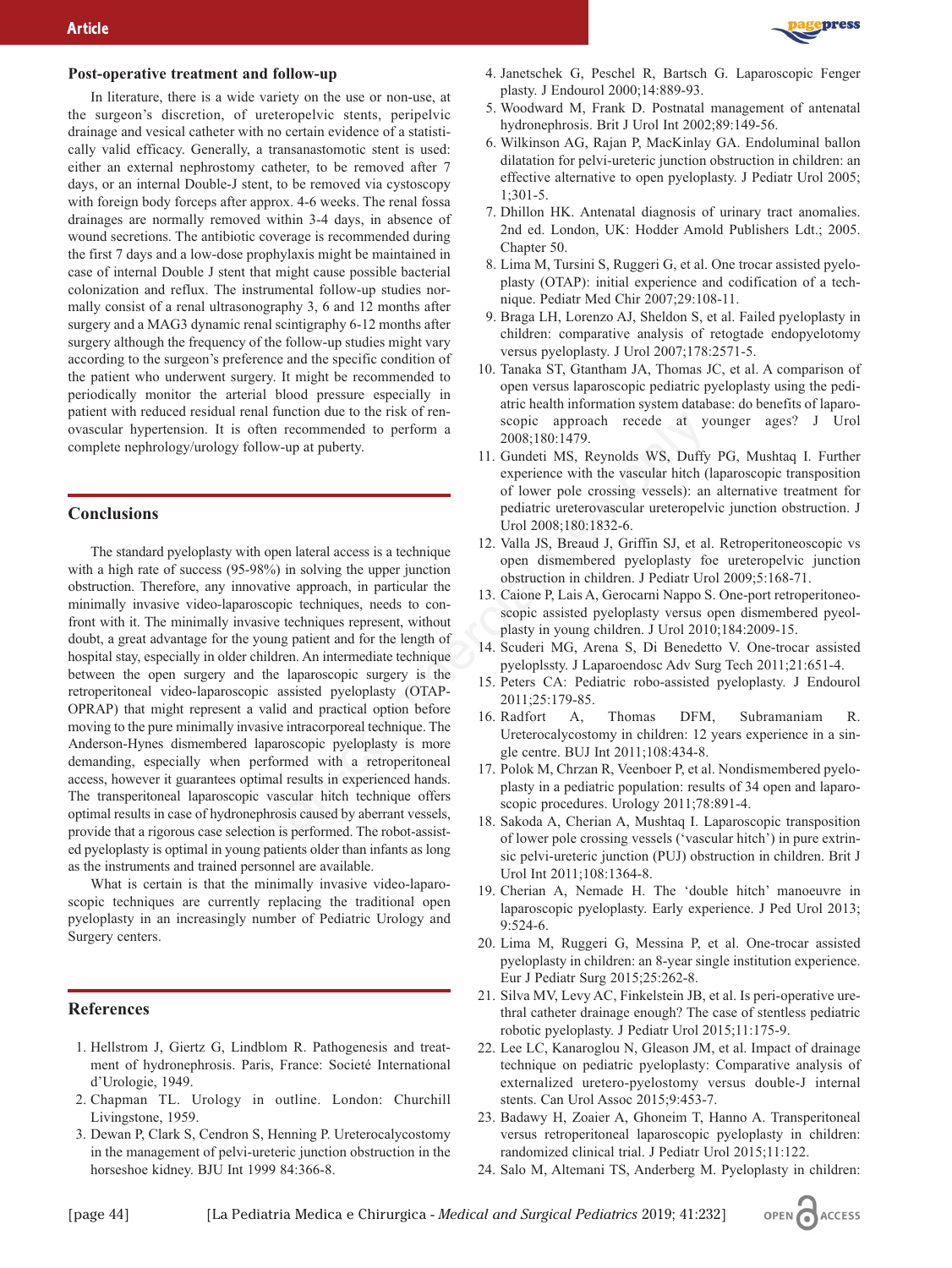### Post-operative treatment and follow-up

In literature, there is a wide variety on the use or non-use, at the surgeon's discretion, of ureteropelvic stents, peripelvic drainage and vesical catheter with no certain evidence of a statistically valid efficacy. Generally, a transanastomotic stent is used: either an external nephrostomy catheter, to be removed after 7 days, or an internal Double-J stent, to be removed via cystoscopy with foreign body forceps after approx. 4-6 weeks. The renal fossa drainages are normally removed within 3-4 days, in absence of wound secretions. The antibiotic coverage is recommended during the first 7 days and a low-dose prophylaxis might be maintained in case of internal Double J stent that might cause possible bacterial colonization and reflux. The instrumental follow-up studies normally consist of a renal ultrasonography 3, 6 and 12 months after surgery and a MAG3 dynamic renal scintigraphy 6-12 months after surgery although the frequency of the follow-up studies might vary according to the surgeon's preference and the specific condition of the patient who underwent surgery. It might be recommended to periodically monitor the arterial blood pressure especially in patient with reduced residual renal function due to the risk of renovascular hypertension. It is often recommended to perform a complete nephrology/urology follow-up at puberty.

## Conclusions

The standard pyeloplasty with open lateral access is a technique with a high rate of success (95-98%) in solving the upper junction obstruction. Therefore, any innovative approach, in particular the minimally invasive video-laparoscopic techniques, needs to confront with it. The minimally invasive techniques represent, without doubt, a great advantage for the young patient and for the length of hospital stay, especially in older children. An intermediate technique between the open surgery and the laparoscopic surgery is the retroperitoneal video-laparoscopic assisted pyeloplasty (OTAP-OPRAP) that might represent a valid and practical option before moving to the pure minimally invasive intracorporeal technique. The Anderson-Hynes dismembered laparoscopic pyeloplasty is more demanding, especially when performed with a retroperitoneal access, however it guarantees optimal results in experienced hands. The transperitoneal laparoscopic vascular hitch technique offers optimal results in case of hydronephrosis caused by aberrant vessels, provide that a rigorous case selection is performed. The robot-assisted pyeloplasty is optimal in young patients older than infants as long as the instruments and trained personnel are available.

What is certain is that the minimally invasive video-laparoscopic techniques are currently replacing the traditional open pyeloplasty in an increasingly number of Pediatric Urology and Surgery centers.

## References

1. Hellstrom J, Giertz G, Lindblom R. Pathogenesis and treatment of hydronephrosis. Paris, France: Societé International d'Urologie, 1949.
2. Chapman TL. Urology in outline. London: Churchill Livingstone, 1959.
3. Dewan P, Clark S, Cendron S, Henning P. Ureterocalycostomy in the management of pelvi-ureteric junction obstruction in the horseshoe kidney. BJU Int 1999 84:366-8.
4. Janetschek G, Peschel R, Bartsch G. Laparoscopic Fenger plasty. J Endourol 2000;14:889-93.
5. Woodward M, Frank D. Postnatal management of antenatal hydronephrosis. Brit J Urol Int 2002;89:149-56.
6. Wilkinson AG, Rajan P, MacKinlay GA. Endoluminal ballon dilatation for pelvi-ureteric junction obstruction in children: an effective alternative to open pyeloplasty. J Pediatr Urol 2005; 1;301-5.
7. Dhillon HK. Antenatal diagnosis of urinary tract anomalies. 2nd ed. London, UK: Hodder Amold Publishers Ldt.; 2005. Chapter 50.
8. Lima M, Tursini S, Ruggeri G, et al. One trocar assisted pyeloplasty (OTAP): initial experience and codification of a technique. Pediatr Med Chir 2007;29:108-11.
9. Braga LH, Lorenzo AJ, Sheldon S, et al. Failed pyeloplasty in children: comparative analysis of retogtade endopyelotomy versus pyeloplasty. J Urol 2007;178:2571-5.
10. Tanaka ST, Gtantham JA, Thomas JC, et al. A comparison of open versus laparoscopic pediatric pyeloplasty using the pediatric health information system database: do benefits of laparoscopic approach recede at younger ages? J Urol 2008;180:1479.
11. Gundeti MS, Reynolds WS, Duffy PG, Mushtaq I. Further experience with the vascular hitch (laparoscopic transposition of lower pole crossing vessels): an alternative treatment for pediatric ureterovascular ureteropelvic junction obstruction. J Urol 2008;180:1832-6.
12. Valla JS, Breaud J, Griffin SJ, et al. Retroperitoneoscopic vs open dismembered pyeloplasty foe ureteropelvic junction obstruction in children. J Pediatr Urol 2009;5:168-71.
13. Caione P, Lais A, Gerocarni Nappo S. One-port retroperitoneoscopic assisted pyeloplasty versus open dismembered pyeolplasty in young children. J Urol 2010;184:2009-15.
14. Scuderi MG, Arena S, Di Benedetto V. One-trocar assisted pyeloplssty. J Laparoendosc Adv Surg Tech 2011;21:651-4.
15. Peters CA: Pediatric robo-assisted pyeloplasty. J Endourol 2011;25:179-85.
16. Radfort A, Thomas DFM, Subramaniam R. Ureterocalycostomy in children: 12 years experience in a single centre. BUJ Int 2011;108:434-8.
17. Polok M, Chrzan R, Veenboer P, et al. Nondismembered pyeloplasty in a pediatric population: results of 34 open and laparoscopic procedures. Urology 2011;78:891-4.
18. Sakoda A, Cherian A, Mushtaq I. Laparoscopic transposition of lower pole crossing vessels ('vascular hitch') in pure extrinsic pelvi-ureteric junction (PUJ) obstruction in children. Brit J Urol Int 2011;108:1364-8.
19. Cherian A, Nemade H. The 'double hitch' manoeuvre in laparoscopic pyeloplasty. Early experience. J Ped Urol 2013; 9:524-6.
20. Lima M, Ruggeri G, Messina P, et al. One-trocar assisted pyeloplasty in children: an 8-year single institution experience. Eur J Pediatr Surg 2015;25:262-8.
21. Silva MV, Levy AC, Finkelstein JB, et al. Is peri-operative urethral catheter drainage enough? The case of stentless pediatric robotic pyeloplasty. J Pediatr Urol 2015;11:175-9.
22. Lee LC, Kanaroglou N, Gleason JM, et al. Impact of drainage technique on pediatric pyeloplasty: Comparative analysis of externalized uretero-pyelostomy versus double-J internal stents. Can Urol Assoc 2015;9:453-7.
23. Badawy H, Zoaier A, Ghoneim T, Hanno A. Transperitoneal versus retroperitoneal laparoscopic pyeloplasty in children: randomized clinical trial. J Pediatr Urol 2015;11:122.
24. Salo M, Altemani TS, Anderberg M. Pyeloplasty in children: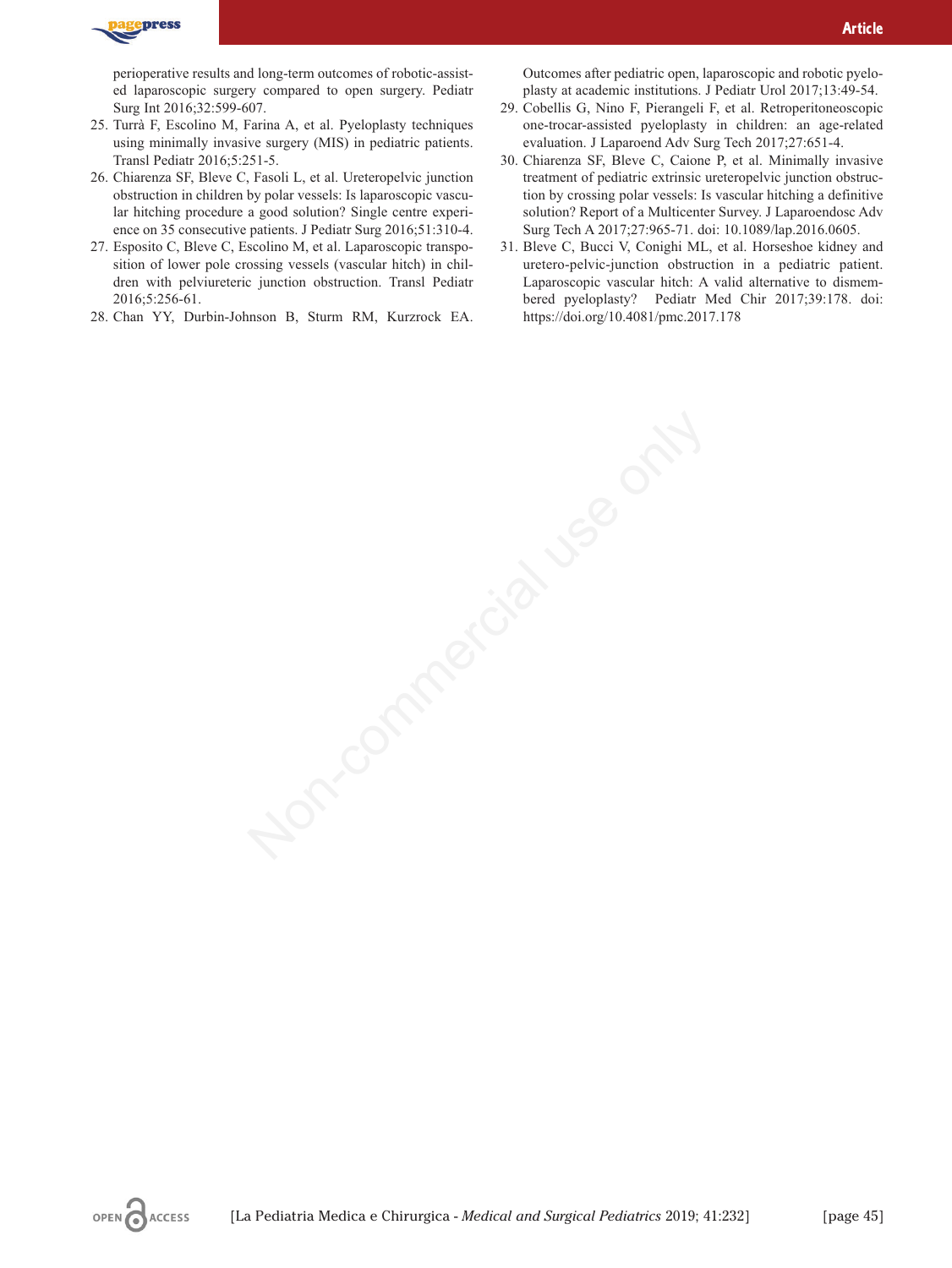perioperative results and long-term outcomes of robotic-assisted laparoscopic surgery compared to open surgery. Pediatr Surg Int 2016;32:599-607.

25. Turrà F, Escolino M, Farina A, et al. Pyeloplasty techniques using minimally invasive surgery (MIS) in pediatric patients. Transl Pediatr 2016;5:251-5.
26. Chiarenza SF, Bleve C, Fasoli L, et al. Ureteropelvic junction obstruction in children by polar vessels: Is laparoscopic vascular hitching procedure a good solution? Single centre experience on 35 consecutive patients. J Pediatr Surg 2016;51:310-4.
27. Esposito C, Bleve C, Escolino M, et al. Laparoscopic transposition of lower pole crossing vessels (vascular hitch) in children with pelviureteric junction obstruction. Transl Pediatr 2016;5:256-61.
28. Chan YY, Durbin-Johnson B, Sturm RM, Kurzrock EA. Outcomes after pediatric open, laparoscopic and robotic pyeloplasty at academic institutions. J Pediatr Urol 2017;13:49-54.
29. Cobellis G, Nino F, Pierangeli F, et al. Retroperitoneoscopic one-trocar-assisted pyeloplasty in children: an age-related evaluation. J Laparoend Adv Surg Tech 2017;27:651-4.
30. Chiarenza SF, Bleve C, Caione P, et al. Minimally invasive treatment of pediatric extrinsic ureteropelvic junction obstruction by crossing polar vessels: Is vascular hitching a definitive solution? Report of a Multicenter Survey. J Laparoendosc Adv Surg Tech A 2017;27:965-71. doi: 10.1089/lap.2016.0605.
31. Bleve C, Bucci V, Conighi ML, et al. Horseshoe kidney and uretero-pelvic-junction obstruction in a pediatric patient. Laparoscopic vascular hitch: A valid alternative to dismembered pyeloplasty? Pediatr Med Chir 2017;39:178. doi: https://doi.org/10.4081/pmc.2017.178